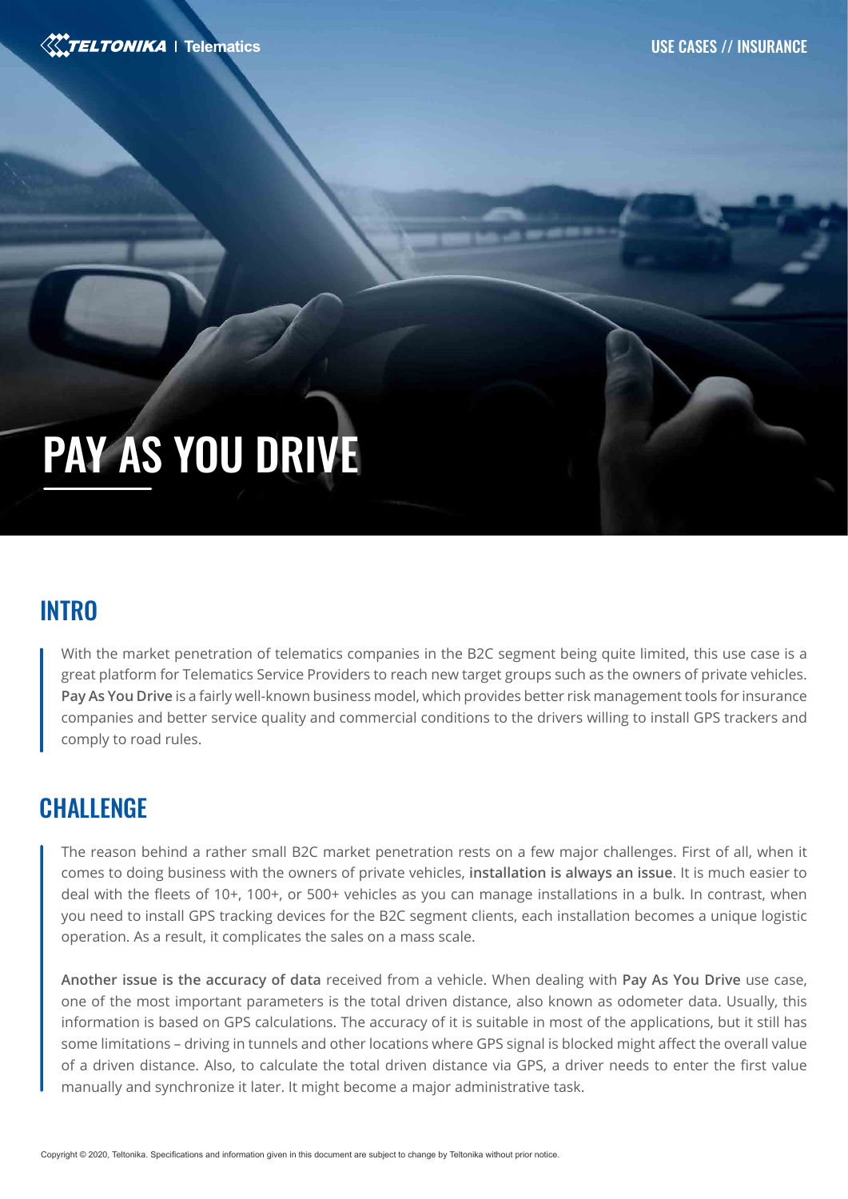# PAY AS YOU DRIVE

## INTRO

With the market penetration of telematics companies in the B2C segment being quite limited, this use case is a great platform for Telematics Service Providers to reach new target groups such as the owners of private vehicles. **Pay As You Drive** is a fairly well-known business model, which provides better risk management tools for insurance companies and better service quality and commercial conditions to the drivers willing to install GPS trackers and comply to road rules.

## CHALLENGE

The reason behind a rather small B2C market penetration rests on a few major challenges. First of all, when it comes to doing business with the owners of private vehicles, **installation is always an issue**. It is much easier to deal with the fleets of 10+, 100+, or 500+ vehicles as you can manage installations in a bulk. In contrast, when you need to install GPS tracking devices for the B2C segment clients, each installation becomes a unique logistic operation. As a result, it complicates the sales on a mass scale.

**Another issue is the accuracy of data** received from a vehicle. When dealing with **Pay As You Drive** use case, one of the most important parameters is the total driven distance, also known as odometer data. Usually, this information is based on GPS calculations. The accuracy of it is suitable in most of the applications, but it still has some limitations – driving in tunnels and other locations where GPS signal is blocked might affect the overall value of a driven distance. Also, to calculate the total driven distance via GPS, a driver needs to enter the first value manually and synchronize it later. It might become a major administrative task.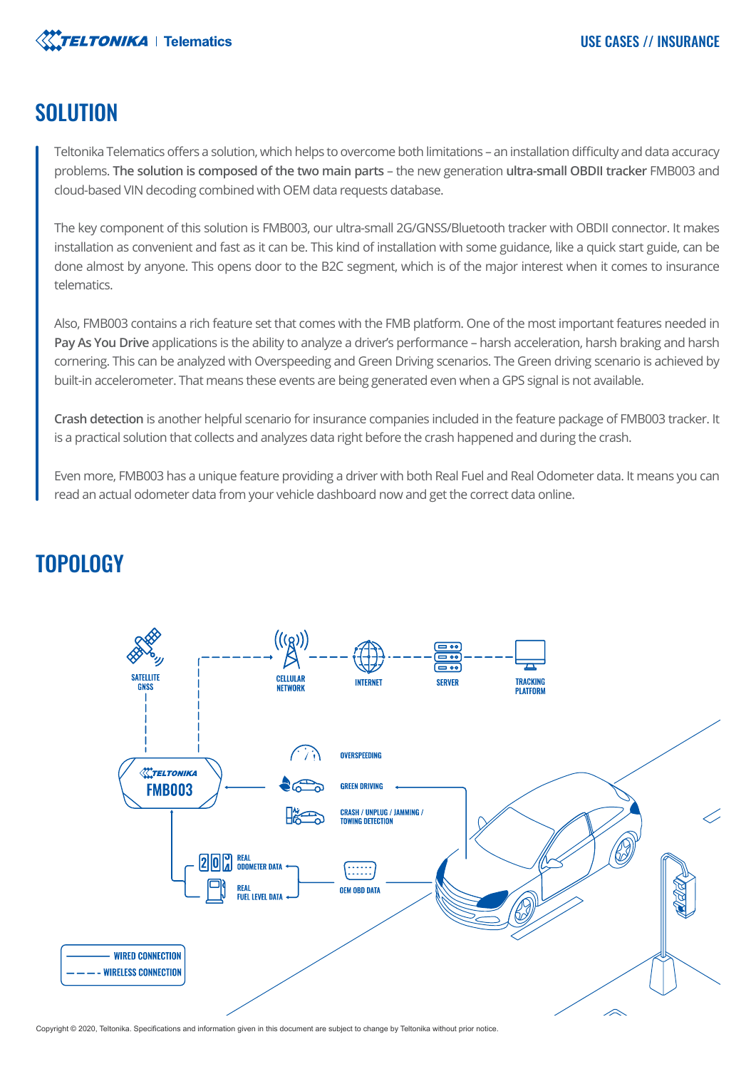## SOLUTION

Teltonika Telematics offers a solution, which helps to overcome both limitations – an installation difficulty and data accuracy problems. **The solution is composed of the two main parts** – the new generation **ultra-small OBDII tracker** FMB003 and cloud-based VIN decoding combined with OEM data requests database.

The key component of this solution is FMB003, our ultra-small 2G/GNSS/Bluetooth tracker with OBDII connector. It makes installation as convenient and fast as it can be. This kind of installation with some guidance, like a quick start guide, can be done almost by anyone. This opens door to the B2C segment, which is of the major interest when it comes to insurance telematics.

Also, FMB003 contains a rich feature set that comes with the FMB platform. One of the most important features needed in **Pay As You Drive** applications is the ability to analyze a driver's performance – harsh acceleration, harsh braking and harsh cornering. This can be analyzed with Overspeeding and Green Driving scenarios. The Green driving scenario is achieved by built-in accelerometer. That means these events are being generated even when a GPS signal is not available.

**Crash detection** is another helpful scenario for insurance companies included in the feature package of FMB003 tracker. It is a practical solution that collects and analyzes data right before the crash happened and during the crash.

Even more, FMB003 has a unique feature providing a driver with both Real Fuel and Real Odometer data. It means you can read an actual odometer data from your vehicle dashboard now and get the correct data online.

## TOPOLOGY

SATELLITE GNSS

CELLULAR NETWORK

INTERNET

SERVER

TRACKING PLATFORM

FMB003

OVERSPEEDING

GREEN DRIVING

CRASH / UNPLUG / JAMMING / TOWING DETECTION

REAL ODOMETER DATA

REAL FUEL LEVEL DATA

OEM OBD DATA

WIRED CONNECTION

WIRELESS CONNECTION

Copyright © 2020, Teltonika. Specifications and information given in this document are subject to change by Teltonika without prior notice.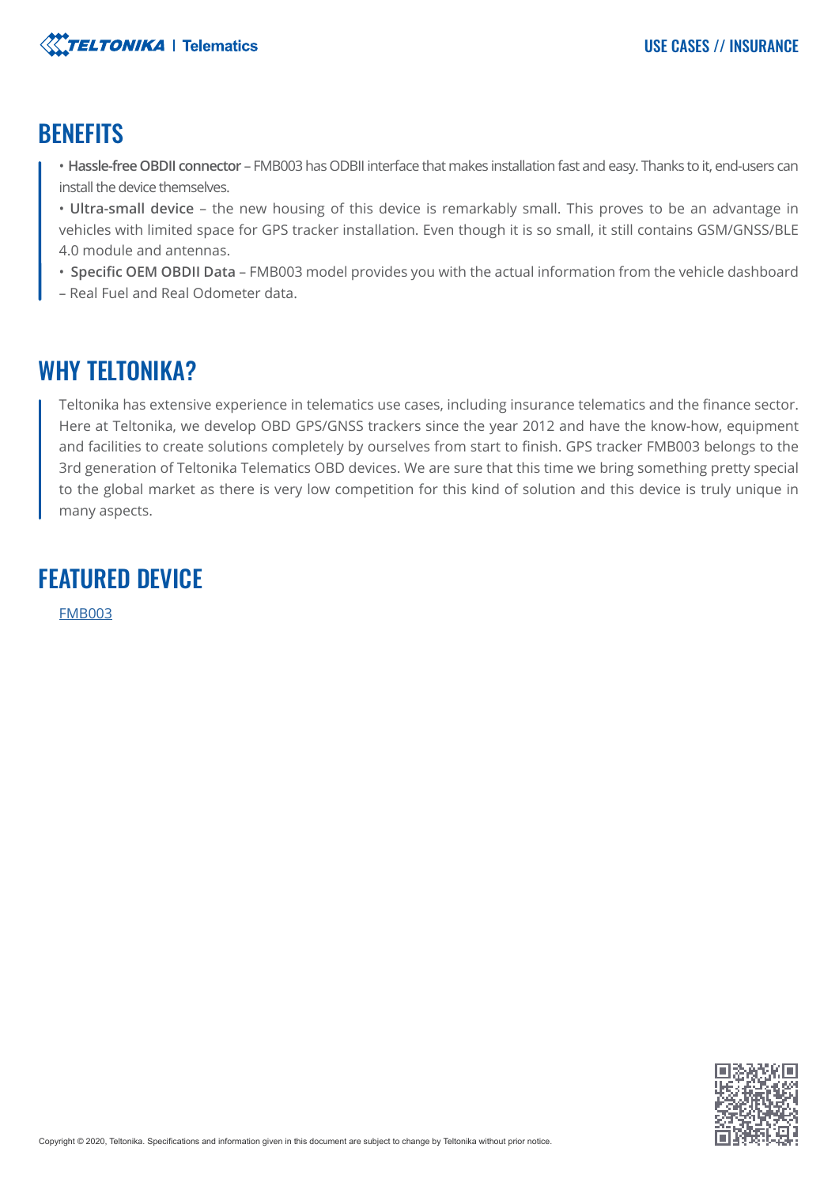## BENEFITS

- **Hassle-free OBDII connector** – FMB003 has ODBII interface that makes installation fast and easy. Thanks to it, end-users can install the device themselves.
- **Ultra-small device** – the new housing of this device is remarkably small. This proves to be an advantage in vehicles with limited space for GPS tracker installation. Even though it is so small, it still contains GSM/GNSS/BLE 4.0 module and antennas.
- **Specific OEM OBDII Data** – FMB003 model provides you with the actual information from the vehicle dashboard – Real Fuel and Real Odometer data.

## WHY TELTONIKA?

Teltonika has extensive experience in telematics use cases, including insurance telematics and the finance sector. Here at Teltonika, we develop OBD GPS/GNSS trackers since the year 2012 and have the know-how, equipment and facilities to create solutions completely by ourselves from start to finish. GPS tracker FMB003 belongs to the 3rd generation of Teltonika Telematics OBD devices. We are sure that this time we bring something pretty special to the global market as there is very low competition for this kind of solution and this device is truly unique in many aspects.

## FEATURED DEVICE

FMB003

Copyright © 2020, Teltonika. Specifications and information given in this document are subject to change by Teltonika without prior notice.